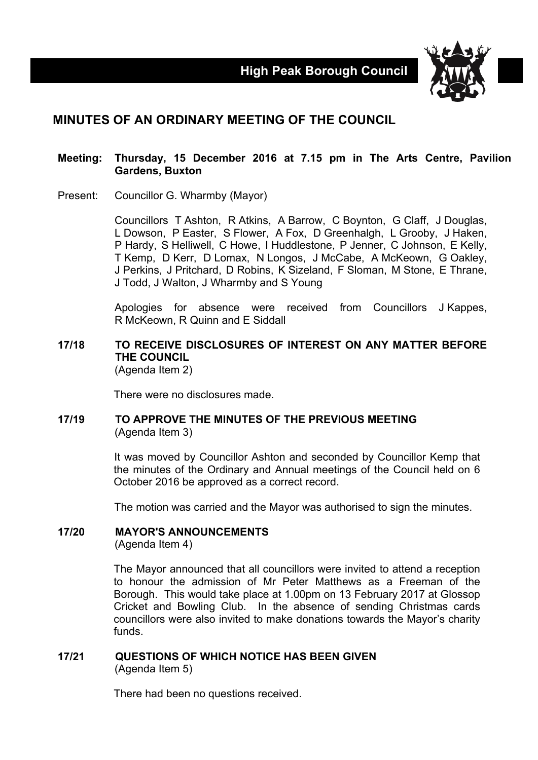High Peak Borough Council

# MINUTES OF AN ORDINARY MEETING OF THE COUNCIL

**Meeting: Thursday, 15 December 2016 at 7.15 pm in The Arts Centre, Pavilion Gardens, Buxton**

Present: Councillor G. Wharmby (Mayor)

Councillors T Ashton, R Atkins, A Barrow, C Boynton, G Claff, J Douglas, L Dowson, P Easter, S Flower, A Fox, D Greenhalgh, L Grooby, J Haken, P Hardy, S Helliwell, C Howe, I Huddlestone, P Jenner, C Johnson, E Kelly, T Kemp, D Kerr, D Lomax, N Longos, J McCabe, A McKeown, G Oakley, J Perkins, J Pritchard, D Robins, K Sizeland, F Sloman, M Stone, E Thrane, J Todd, J Walton, J Wharmby and S Young

Apologies for absence were received from Councillors J Kappes, R McKeown, R Quinn and E Siddall

## 17/18 TO RECEIVE DISCLOSURES OF INTEREST ON ANY MATTER BEFORE THE COUNCIL

(Agenda Item 2)

There were no disclosures made.

## 17/19 TO APPROVE THE MINUTES OF THE PREVIOUS MEETING

(Agenda Item 3)

It was moved by Councillor Ashton and seconded by Councillor Kemp that the minutes of the Ordinary and Annual meetings of the Council held on 6 October 2016 be approved as a correct record.

The motion was carried and the Mayor was authorised to sign the minutes.

## 17/20 MAYOR'S ANNOUNCEMENTS

(Agenda Item 4)

The Mayor announced that all councillors were invited to attend a reception to honour the admission of Mr Peter Matthews as a Freeman of the Borough. This would take place at 1.00pm on 13 February 2017 at Glossop Cricket and Bowling Club. In the absence of sending Christmas cards councillors were also invited to make donations towards the Mayor's charity funds.

## 17/21 QUESTIONS OF WHICH NOTICE HAS BEEN GIVEN

(Agenda Item 5)

There had been no questions received.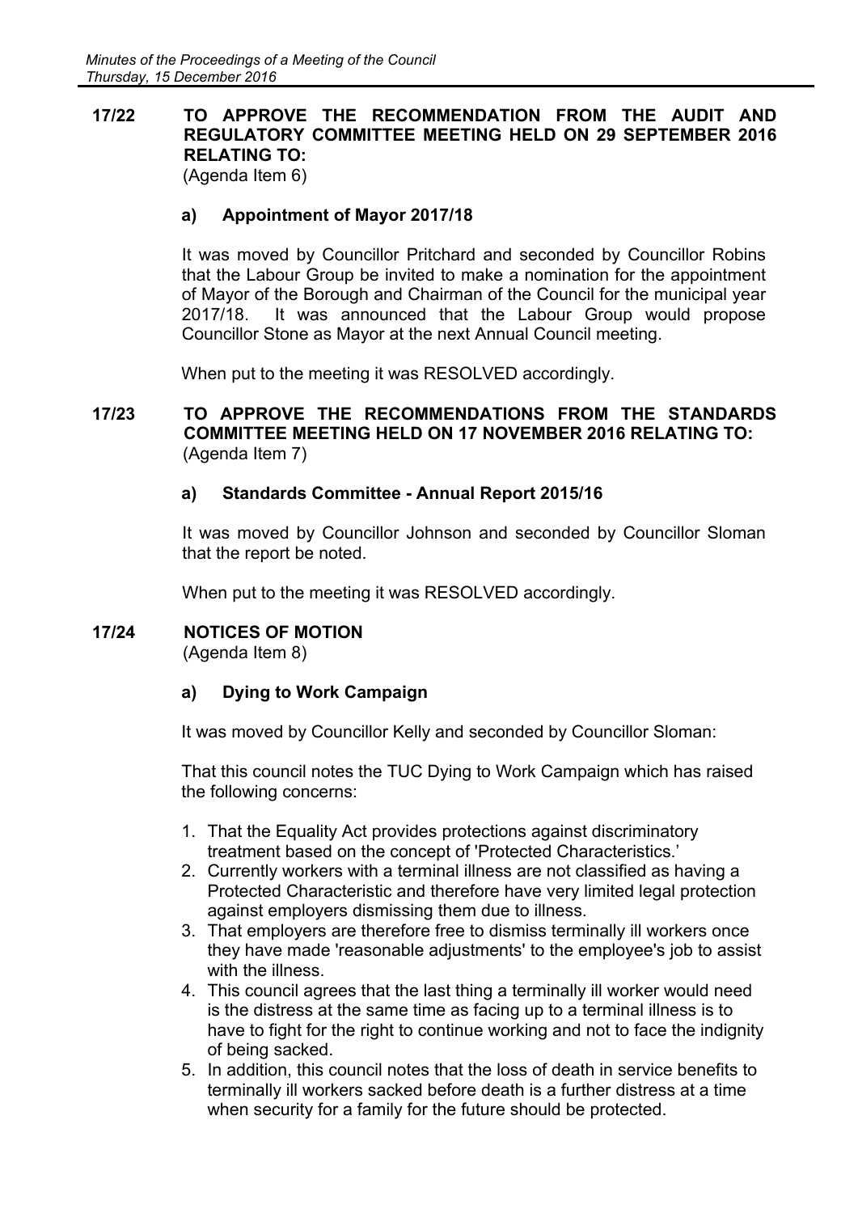**17/22 TO APPROVE THE RECOMMENDATION FROM THE AUDIT AND REGULATORY COMMITTEE MEETING HELD ON 29 SEPTEMBER 2016 RELATING TO:**
(Agenda Item 6)

**a) Appointment of Mayor 2017/18**

It was moved by Councillor Pritchard and seconded by Councillor Robins that the Labour Group be invited to make a nomination for the appointment of Mayor of the Borough and Chairman of the Council for the municipal year 2017/18. It was announced that the Labour Group would propose Councillor Stone as Mayor at the next Annual Council meeting.

When put to the meeting it was RESOLVED accordingly.

**17/23 TO APPROVE THE RECOMMENDATIONS FROM THE STANDARDS COMMITTEE MEETING HELD ON 17 NOVEMBER 2016 RELATING TO:**
(Agenda Item 7)

**a) Standards Committee - Annual Report 2015/16**

It was moved by Councillor Johnson and seconded by Councillor Sloman that the report be noted.

When put to the meeting it was RESOLVED accordingly.

**17/24 NOTICES OF MOTION**
(Agenda Item 8)

**a) Dying to Work Campaign**

It was moved by Councillor Kelly and seconded by Councillor Sloman:

That this council notes the TUC Dying to Work Campaign which has raised the following concerns:

1. That the Equality Act provides protections against discriminatory treatment based on the concept of 'Protected Characteristics.'
2. Currently workers with a terminal illness are not classified as having a Protected Characteristic and therefore have very limited legal protection against employers dismissing them due to illness.
3. That employers are therefore free to dismiss terminally ill workers once they have made 'reasonable adjustments' to the employee's job to assist with the illness.
4. This council agrees that the last thing a terminally ill worker would need is the distress at the same time as facing up to a terminal illness is to have to fight for the right to continue working and not to face the indignity of being sacked.
5. In addition, this council notes that the loss of death in service benefits to terminally ill workers sacked before death is a further distress at a time when security for a family for the future should be protected.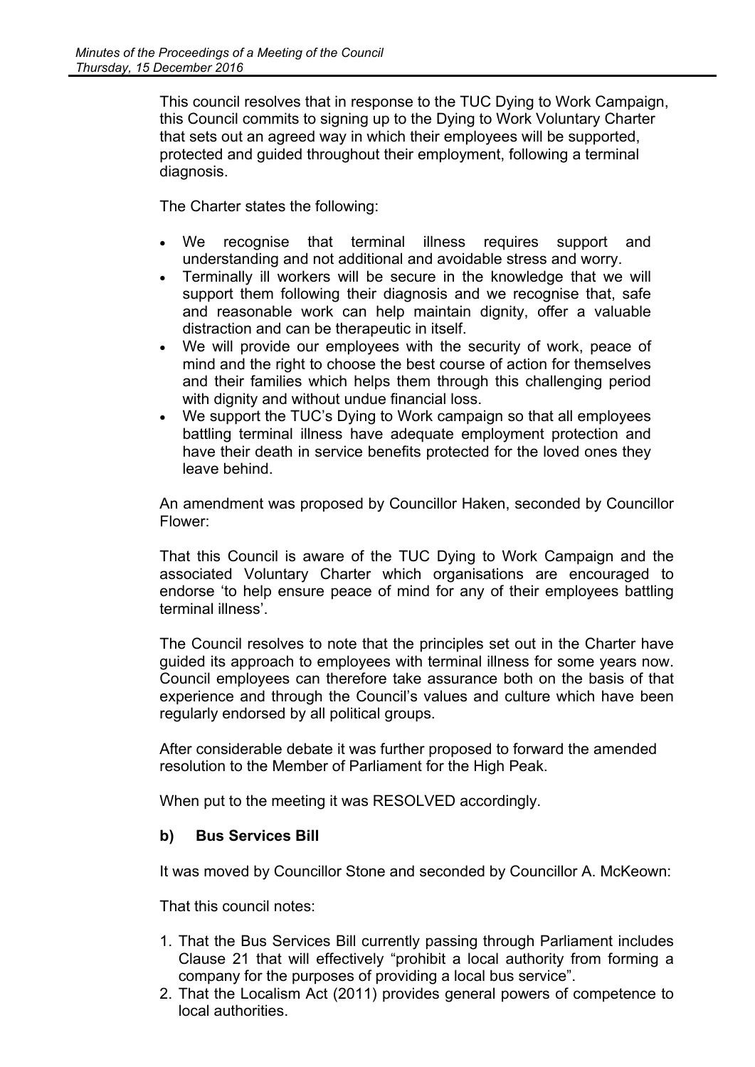This council resolves that in response to the TUC Dying to Work Campaign, this Council commits to signing up to the Dying to Work Voluntary Charter that sets out an agreed way in which their employees will be supported, protected and guided throughout their employment, following a terminal diagnosis.

The Charter states the following:

- We recognise that terminal illness requires support and understanding and not additional and avoidable stress and worry.
- Terminally ill workers will be secure in the knowledge that we will support them following their diagnosis and we recognise that, safe and reasonable work can help maintain dignity, offer a valuable distraction and can be therapeutic in itself.
- We will provide our employees with the security of work, peace of mind and the right to choose the best course of action for themselves and their families which helps them through this challenging period with dignity and without undue financial loss.
- We support the TUC's Dying to Work campaign so that all employees battling terminal illness have adequate employment protection and have their death in service benefits protected for the loved ones they leave behind.

An amendment was proposed by Councillor Haken, seconded by Councillor Flower:

That this Council is aware of the TUC Dying to Work Campaign and the associated Voluntary Charter which organisations are encouraged to endorse 'to help ensure peace of mind for any of their employees battling terminal illness'.

The Council resolves to note that the principles set out in the Charter have guided its approach to employees with terminal illness for some years now. Council employees can therefore take assurance both on the basis of that experience and through the Council's values and culture which have been regularly endorsed by all political groups.

After considerable debate it was further proposed to forward the amended resolution to the Member of Parliament for the High Peak.

When put to the meeting it was RESOLVED accordingly.

**b) Bus Services Bill**

It was moved by Councillor Stone and seconded by Councillor A. McKeown:

That this council notes:

1. That the Bus Services Bill currently passing through Parliament includes Clause 21 that will effectively "prohibit a local authority from forming a company for the purposes of providing a local bus service".
2. That the Localism Act (2011) provides general powers of competence to local authorities.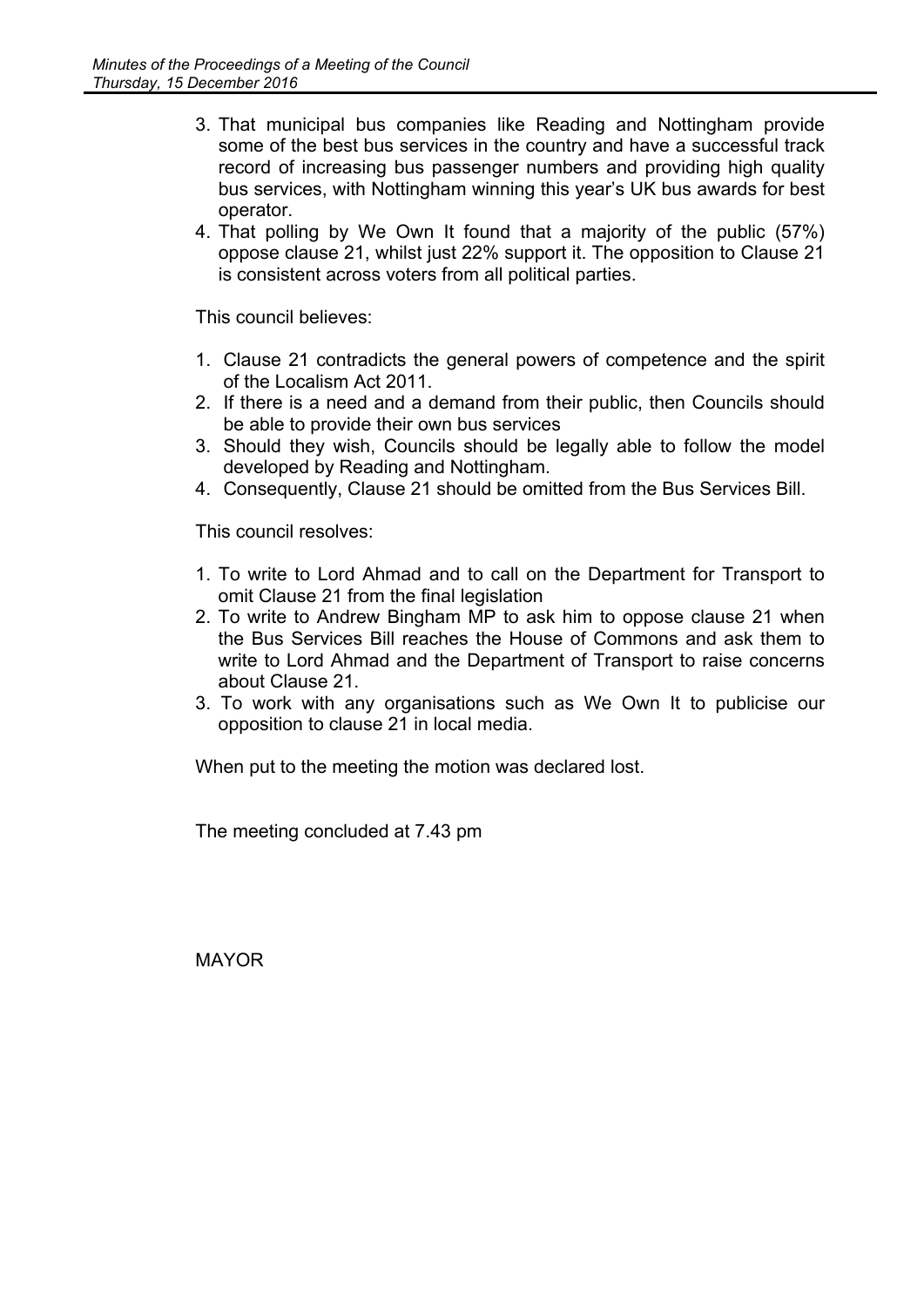3. That municipal bus companies like Reading and Nottingham provide some of the best bus services in the country and have a successful track record of increasing bus passenger numbers and providing high quality bus services, with Nottingham winning this year's UK bus awards for best operator.
4. That polling by We Own It found that a majority of the public (57%) oppose clause 21, whilst just 22% support it. The opposition to Clause 21 is consistent across voters from all political parties.

This council believes:

1. Clause 21 contradicts the general powers of competence and the spirit of the Localism Act 2011.
2. If there is a need and a demand from their public, then Councils should be able to provide their own bus services
3. Should they wish, Councils should be legally able to follow the model developed by Reading and Nottingham.
4. Consequently, Clause 21 should be omitted from the Bus Services Bill.

This council resolves:

1. To write to Lord Ahmad and to call on the Department for Transport to omit Clause 21 from the final legislation
2. To write to Andrew Bingham MP to ask him to oppose clause 21 when the Bus Services Bill reaches the House of Commons and ask them to write to Lord Ahmad and the Department of Transport to raise concerns about Clause 21.
3. To work with any organisations such as We Own It to publicise our opposition to clause 21 in local media.

When put to the meeting the motion was declared lost.

The meeting concluded at 7.43 pm

MAYOR